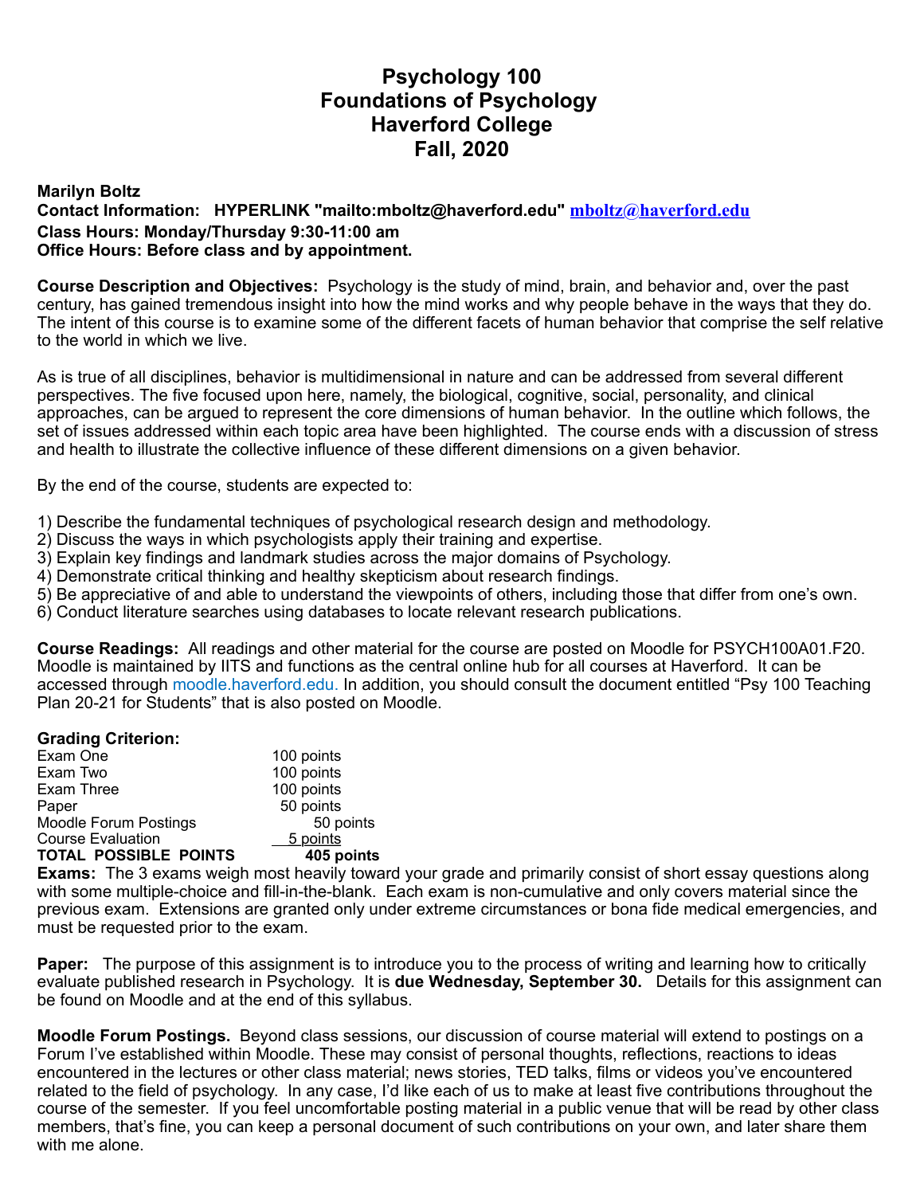# Psychology 100
# Foundations of Psychology
# Haverford College
# Fall, 2020

**Marilyn Boltz**
**Contact Information: HYPERLINK "mailto:mboltz@haverford.edu" mboltz@haverford.edu**
**Class Hours: Monday/Thursday 9:30-11:00 am**
**Office Hours: Before class and by appointment.**

**Course Description and Objectives:** Psychology is the study of mind, brain, and behavior and, over the past century, has gained tremendous insight into how the mind works and why people behave in the ways that they do. The intent of this course is to examine some of the different facets of human behavior that comprise the self relative to the world in which we live.

As is true of all disciplines, behavior is multidimensional in nature and can be addressed from several different perspectives. The five focused upon here, namely, the biological, cognitive, social, personality, and clinical approaches, can be argued to represent the core dimensions of human behavior. In the outline which follows, the set of issues addressed within each topic area have been highlighted. The course ends with a discussion of stress and health to illustrate the collective influence of these different dimensions on a given behavior.

By the end of the course, students are expected to:

1) Describe the fundamental techniques of psychological research design and methodology.
2) Discuss the ways in which psychologists apply their training and expertise.
3) Explain key findings and landmark studies across the major domains of Psychology.
4) Demonstrate critical thinking and healthy skepticism about research findings.
5) Be appreciative of and able to understand the viewpoints of others, including those that differ from one's own.
6) Conduct literature searches using databases to locate relevant research publications.

**Course Readings:** All readings and other material for the course are posted on Moodle for PSYCH100A01.F20. Moodle is maintained by IITS and functions as the central online hub for all courses at Haverford. It can be accessed through moodle.haverford.edu. In addition, you should consult the document entitled "Psy 100 Teaching Plan 20-21 for Students" that is also posted on Moodle.

**Grading Criterion:**

| | |
|---|---|
| Exam One | 100 points |
| Exam Two | 100 points |
| Exam Three | 100 points |
| Paper | 50 points |
| Moodle Forum Postings | 50 points |
| Course Evaluation | 5 points |
| **TOTAL POSSIBLE POINTS** | **405 points** |

**Exams:** The 3 exams weigh most heavily toward your grade and primarily consist of short essay questions along with some multiple-choice and fill-in-the-blank. Each exam is non-cumulative and only covers material since the previous exam. Extensions are granted only under extreme circumstances or bona fide medical emergencies, and must be requested prior to the exam.

**Paper:** The purpose of this assignment is to introduce you to the process of writing and learning how to critically evaluate published research in Psychology. It is **due Wednesday, September 30.** Details for this assignment can be found on Moodle and at the end of this syllabus.

**Moodle Forum Postings.** Beyond class sessions, our discussion of course material will extend to postings on a Forum I've established within Moodle. These may consist of personal thoughts, reflections, reactions to ideas encountered in the lectures or other class material; news stories, TED talks, films or videos you've encountered related to the field of psychology. In any case, I'd like each of us to make at least five contributions throughout the course of the semester. If you feel uncomfortable posting material in a public venue that will be read by other class members, that's fine, you can keep a personal document of such contributions on your own, and later share them with me alone.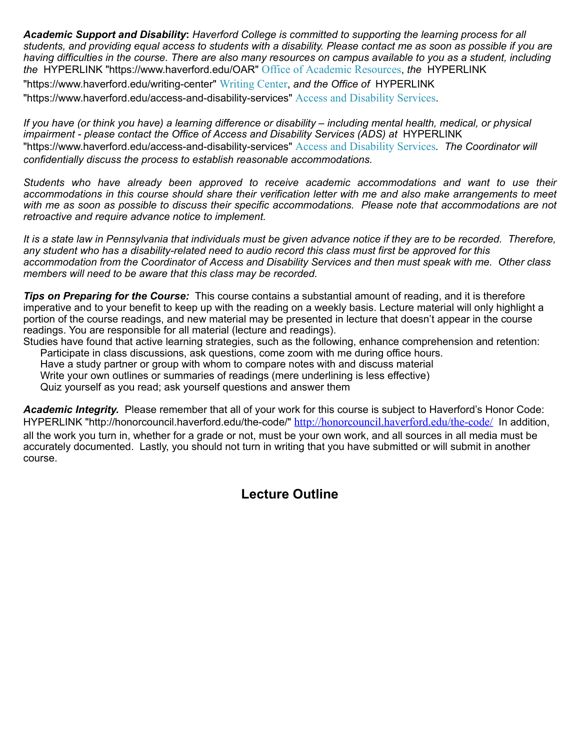***Academic Support and Disability*****:** *Haverford College is committed to supporting the learning process for all students, and providing equal access to students with a disability. Please contact me as soon as possible if you are having difficulties in the course. There are also many resources on campus available to you as a student, including the* HYPERLINK "https://www.haverford.edu/OAR" Office of Academic Resources, *the* HYPERLINK "https://www.haverford.edu/writing-center" Writing Center, *and the Office of* HYPERLINK "https://www.haverford.edu/access-and-disability-services" Access and Disability Services.

*If you have (or think you have) a learning difference or disability – including mental health, medical, or physical impairment - please contact the Office of Access and Disability Services (ADS) at* HYPERLINK "https://www.haverford.edu/access-and-disability-services" Access and Disability Services*. The Coordinator will confidentially discuss the process to establish reasonable accommodations.*

*Students who have already been approved to receive academic accommodations and want to use their accommodations in this course should share their verification letter with me and also make arrangements to meet with me as soon as possible to discuss their specific accommodations. Please note that accommodations are not retroactive and require advance notice to implement.*

*It is a state law in Pennsylvania that individuals must be given advance notice if they are to be recorded. Therefore, any student who has a disability-related need to audio record this class must first be approved for this accommodation from the Coordinator of Access and Disability Services and then must speak with me. Other class members will need to be aware that this class may be recorded.*

***Tips on Preparing for the Course:*** This course contains a substantial amount of reading, and it is therefore imperative and to your benefit to keep up with the reading on a weekly basis. Lecture material will only highlight a portion of the course readings, and new material may be presented in lecture that doesn't appear in the course readings. You are responsible for all material (lecture and readings).

Studies have found that active learning strategies, such as the following, enhance comprehension and retention:

- Participate in class discussions, ask questions, come zoom with me during office hours.
- Have a study partner or group with whom to compare notes with and discuss material
- Write your own outlines or summaries of readings (mere underlining is less effective)
- Quiz yourself as you read; ask yourself questions and answer them

***Academic Integrity.*** Please remember that all of your work for this course is subject to Haverford's Honor Code: HYPERLINK "http://honorcouncil.haverford.edu/the-code/" http://honorcouncil.haverford.edu/the-code/ In addition, all the work you turn in, whether for a grade or not, must be your own work, and all sources in all media must be accurately documented. Lastly, you should not turn in writing that you have submitted or will submit in another course.

## Lecture Outline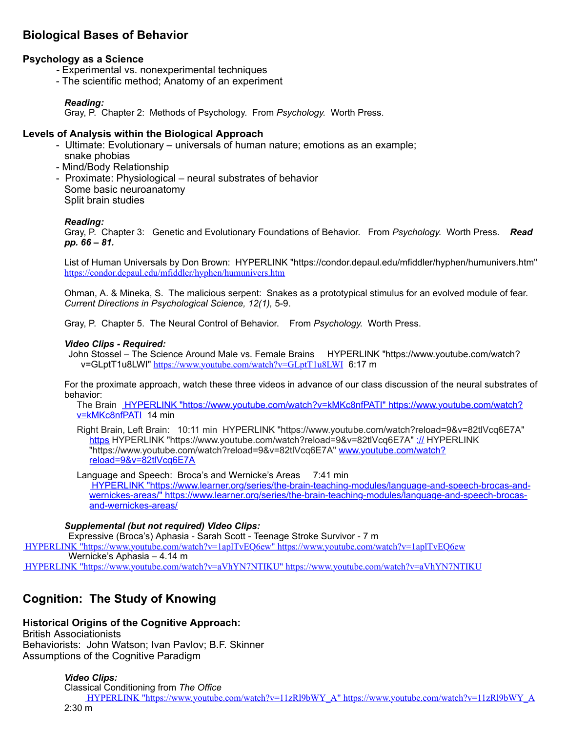## Biological Bases of Behavior

### Psychology as a Science

- Experimental vs. nonexperimental techniques
- The scientific method; Anatomy of an experiment

***Reading:***
Gray, P. Chapter 2: Methods of Psychology. From *Psychology.* Worth Press.

### Levels of Analysis within the Biological Approach

- Ultimate: Evolutionary – universals of human nature; emotions as an example; snake phobias
- Mind/Body Relationship
- Proximate: Physiological – neural substrates of behavior
  Some basic neuroanatomy
  Split brain studies

***Reading:***
Gray, P. Chapter 3: Genetic and Evolutionary Foundations of Behavior. From *Psychology.* Worth Press. ***Read pp. 66 – 81.***

List of Human Universals by Don Brown: HYPERLINK "https://condor.depaul.edu/mfiddler/hyphen/humunivers.htm" https://condor.depaul.edu/mfiddler/hyphen/humunivers.htm

Ohman, A. & Mineka, S. The malicious serpent: Snakes as a prototypical stimulus for an evolved module of fear. *Current Directions in Psychological Science, 12(1),* 5-9.

Gray, P. Chapter 5. The Neural Control of Behavior. From *Psychology.* Worth Press.

***Video Clips - Required:***
John Stossel – The Science Around Male vs. Female Brains HYPERLINK "https://www.youtube.com/watch?v=GLptT1u8LWI" https://www.youtube.com/watch?v=GLptT1u8LWI 6:17 m

For the proximate approach, watch these three videos in advance of our class discussion of the neural substrates of behavior:

The Brain HYPERLINK "https://www.youtube.com/watch?v=kMKc8nfPATI" https://www.youtube.com/watch?v=kMKc8nfPATI 14 min

Right Brain, Left Brain: 10:11 min HYPERLINK "https://www.youtube.com/watch?reload=9&v=82tlVcq6E7A" https HYPERLINK "https://www.youtube.com/watch?reload=9&v=82tlVcq6E7A" :// HYPERLINK "https://www.youtube.com/watch?reload=9&v=82tlVcq6E7A" www.youtube.com/watch?reload=9&v=82tlVcq6E7A

Language and Speech: Broca's and Wernicke's Areas 7:41 min HYPERLINK "https://www.learner.org/series/the-brain-teaching-modules/language-and-speech-brocas-and-wernickes-areas/" https://www.learner.org/series/the-brain-teaching-modules/language-and-speech-brocas-and-wernickes-areas/

***Supplemental (but not required) Video Clips:***
Expressive (Broca's) Aphasia - Sarah Scott - Teenage Stroke Survivor - 7 m
HYPERLINK "https://www.youtube.com/watch?v=1aplTvEQ6ew" https://www.youtube.com/watch?v=1aplTvEQ6ew
Wernicke's Aphasia – 4.14 m
HYPERLINK "https://www.youtube.com/watch?v=aVhYN7NTIKU" https://www.youtube.com/watch?v=aVhYN7NTIKU

## Cognition: The Study of Knowing

### Historical Origins of the Cognitive Approach:

British Associationists
Behaviorists: John Watson; Ivan Pavlov; B.F. Skinner
Assumptions of the Cognitive Paradigm

***Video Clips:***
Classical Conditioning from *The Office*
HYPERLINK "https://www.youtube.com/watch?v=11zRl9bWY_A" https://www.youtube.com/watch?v=11zRl9bWY_A
2:30 m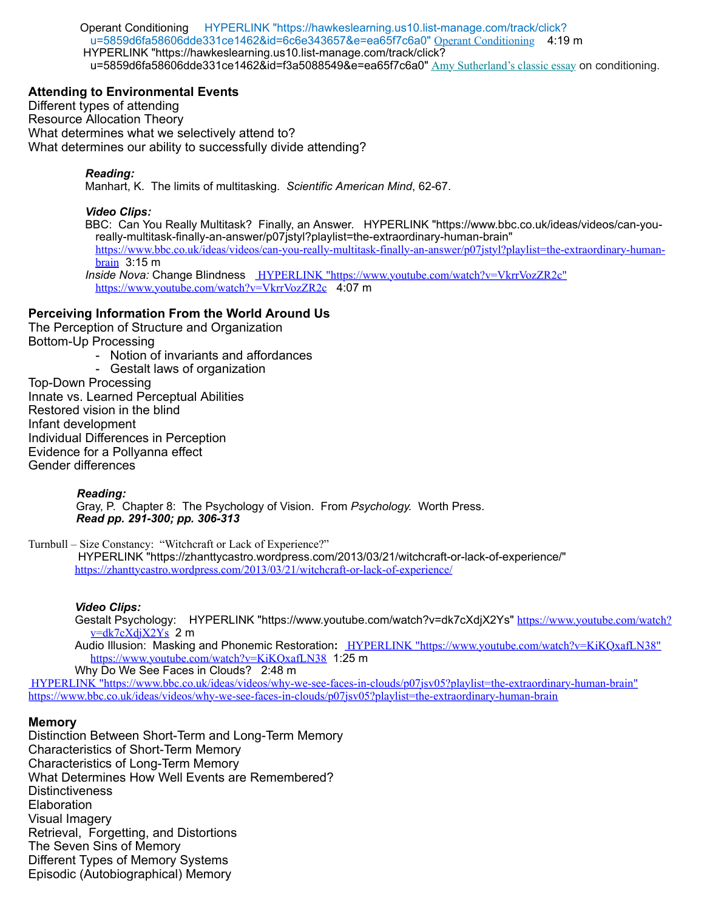Operant Conditioning HYPERLINK "https://hawkeslearning.us10.list-manage.com/track/click?u=5859d6fa58606dde331ce1462&id=6c6e343657&e=ea65f7c6a0" Operant Conditioning 4:19 m
HYPERLINK "https://hawkeslearning.us10.list-manage.com/track/click?u=5859d6fa58606dde331ce1462&id=f3a5088549&e=ea65f7c6a0" Amy Sutherland's classic essay on conditioning.

**Attending to Environmental Events**
Different types of attending
Resource Allocation Theory
What determines what we selectively attend to?
What determines our ability to successfully divide attending?

***Reading:***
Manhart, K. The limits of multitasking. *Scientific American Mind*, 62-67.

***Video Clips:***
BBC: Can You Really Multitask? Finally, an Answer. HYPERLINK "https://www.bbc.co.uk/ideas/videos/can-you-really-multitask-finally-an-answer/p07jstyl?playlist=the-extraordinary-human-brain" https://www.bbc.co.uk/ideas/videos/can-you-really-multitask-finally-an-answer/p07jstyl?playlist=the-extraordinary-human-brain 3:15 m
*Inside Nova:* Change Blindness HYPERLINK "https://www.youtube.com/watch?v=VkrrVozZR2c" https://www.youtube.com/watch?v=VkrrVozZR2c 4:07 m

**Perceiving Information From the World Around Us**
The Perception of Structure and Organization
Bottom-Up Processing
- Notion of invariants and affordances
- Gestalt laws of organization

Top-Down Processing
Innate vs. Learned Perceptual Abilities
Restored vision in the blind
Infant development
Individual Differences in Perception
Evidence for a Pollyanna effect
Gender differences

***Reading:***
Gray, P. Chapter 8: The Psychology of Vision. From *Psychology.* Worth Press.
***Read pp. 291-300; pp. 306-313***

Turnbull – Size Constancy: "Witchcraft or Lack of Experience?"
HYPERLINK "https://zhanttycastro.wordpress.com/2013/03/21/witchcraft-or-lack-of-experience/" https://zhanttycastro.wordpress.com/2013/03/21/witchcraft-or-lack-of-experience/

***Video Clips:***
Gestalt Psychology: HYPERLINK "https://www.youtube.com/watch?v=dk7cXdjX2Ys" https://www.youtube.com/watch?v=dk7cXdjX2Ys 2 m
Audio Illusion: Masking and Phonemic Restoration**:** HYPERLINK "https://www.youtube.com/watch?v=KiKQxafLN38" https://www.youtube.com/watch?v=KiKQxafLN38 1:25 m
Why Do We See Faces in Clouds? 2:48 m
HYPERLINK "https://www.bbc.co.uk/ideas/videos/why-we-see-faces-in-clouds/p07jsv05?playlist=the-extraordinary-human-brain" https://www.bbc.co.uk/ideas/videos/why-we-see-faces-in-clouds/p07jsv05?playlist=the-extraordinary-human-brain

**Memory**
Distinction Between Short-Term and Long-Term Memory
Characteristics of Short-Term Memory
Characteristics of Long-Term Memory
What Determines How Well Events are Remembered?
Distinctiveness
Elaboration
Visual Imagery
Retrieval, Forgetting, and Distortions
The Seven Sins of Memory
Different Types of Memory Systems
Episodic (Autobiographical) Memory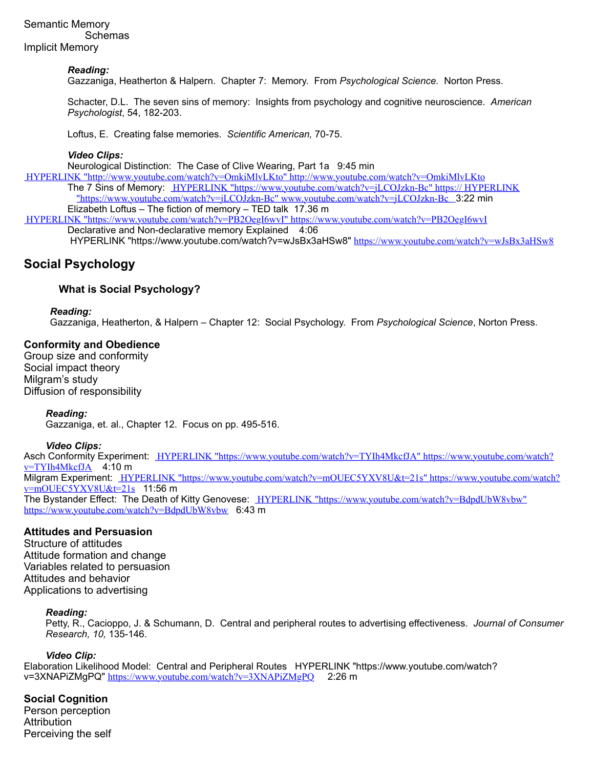Semantic Memory
Schemas
Implicit Memory

***Reading:***
Gazzaniga, Heatherton & Halpern. Chapter 7: Memory. From *Psychological Science.* Norton Press.

Schacter, D.L. The seven sins of memory: Insights from psychology and cognitive neuroscience. *American Psychologist*, 54, 182-203.

Loftus, E. Creating false memories. *Scientific American,* 70-75.

***Video Clips:***
Neurological Distinction: The Case of Clive Wearing, Part 1a 9:45 min
HYPERLINK "http://www.youtube.com/watch?v=OmkiMlvLKto" http://www.youtube.com/watch?v=OmkiMlvLKto
The 7 Sins of Memory: HYPERLINK "https://www.youtube.com/watch?v=jLCOJzkn-Bc" https:// HYPERLINK "https://www.youtube.com/watch?v=jLCOJzkn-Bc" www.youtube.com/watch?v=jLCOJzkn-Bc 3:22 min
Elizabeth Loftus – The fiction of memory – TED talk 17.36 m
HYPERLINK "https://www.youtube.com/watch?v=PB2OegI6wvI" https://www.youtube.com/watch?v=PB2OegI6wvI
Declarative and Non-declarative memory Explained 4:06
HYPERLINK "https://www.youtube.com/watch?v=wJsBx3aHSw8" https://www.youtube.com/watch?v=wJsBx3aHSw8

## Social Psychology

### What is Social Psychology?

***Reading:***
Gazzaniga, Heatherton, & Halpern – Chapter 12: Social Psychology. From *Psychological Science*, Norton Press.

### Conformity and Obedience
Group size and conformity
Social impact theory
Milgram's study
Diffusion of responsibility

***Reading:***
Gazzaniga, et. al., Chapter 12. Focus on pp. 495-516.

***Video Clips:***
Asch Conformity Experiment: HYPERLINK "https://www.youtube.com/watch?v=TYIh4MkcfJA" https://www.youtube.com/watch?v=TYIh4MkcfJA 4:10 m
Milgram Experiment: HYPERLINK "https://www.youtube.com/watch?v=mOUEC5YXV8U&t=21s" https://www.youtube.com/watch?v=mOUEC5YXV8U&t=21s 11:56 m
The Bystander Effect: The Death of Kitty Genovese: HYPERLINK "https://www.youtube.com/watch?v=BdpdUbW8vbw" https://www.youtube.com/watch?v=BdpdUbW8vbw 6:43 m

### Attitudes and Persuasion
Structure of attitudes
Attitude formation and change
Variables related to persuasion
Attitudes and behavior
Applications to advertising

***Reading:***
Petty, R., Cacioppo, J. & Schumann, D. Central and peripheral routes to advertising effectiveness. *Journal of Consumer Research, 10,* 135-146.

***Video Clip:***
Elaboration Likelihood Model: Central and Peripheral Routes HYPERLINK "https://www.youtube.com/watch?v=3XNAPiZMgPQ" https://www.youtube.com/watch?v=3XNAPiZMgPQ 2:26 m

### Social Cognition
Person perception
Attribution
Perceiving the self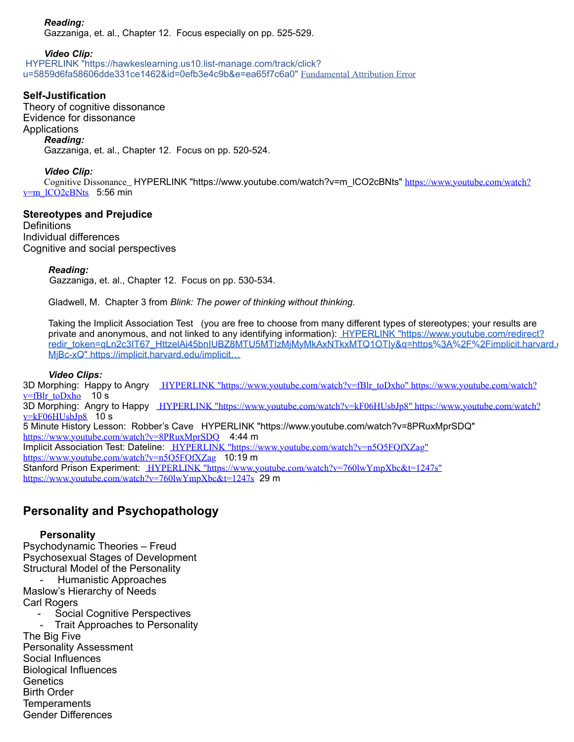***Reading:***
Gazzaniga, et. al., Chapter 12. Focus especially on pp. 525-529.

***Video Clip:***
HYPERLINK "https://hawkeslearning.us10.list-manage.com/track/click?u=5859d6fa58606dde331ce1462&id=0efb3e4c9b&e=ea65f7c6a0" Fundamental Attribution Error

**Self-Justification**
Theory of cognitive dissonance
Evidence for dissonance
Applications

***Reading:***
Gazzaniga, et. al., Chapter 12. Focus on pp. 520-524.

***Video Clip:***
Cognitive Dissonance HYPERLINK "https://www.youtube.com/watch?v=m_lCO2cBNts" https://www.youtube.com/watch?v=m_lCO2cBNts 5:56 min

**Stereotypes and Prejudice**
Definitions
Individual differences
Cognitive and social perspectives

***Reading:***
Gazzaniga, et. al., Chapter 12. Focus on pp. 530-534.

Gladwell, M. Chapter 3 from *Blink: The power of thinking without thinking.*

Taking the Implicit Association Test (you are free to choose from many different types of stereotypes; your results are private and anonymous, and not linked to any identifying information): HYPERLINK "https://www.youtube.com/redirect?redir_token=qLn2c3IT67_HttzelAi45bnIUBZ8MTU5MTIzMjMyMkAxNTkxMTQ1OTIy&q=https%3A%2F%2Fimplicit.harvard.e MjBc-xQ" https://implicit.harvard.edu/implicit…

***Video Clips:***
3D Morphing: Happy to Angry HYPERLINK "https://www.youtube.com/watch?v=fBlr_toDxho" https://www.youtube.com/watch?v=fBlr_toDxho 10 s
3D Morphing: Angry to Happy HYPERLINK "https://www.youtube.com/watch?v=kF06HUsbJp8" https://www.youtube.com/watch?v=kF06HUsbJp8 10 s
5 Minute History Lesson: Robber's Cave HYPERLINK "https://www.youtube.com/watch?v=8PRuxMprSDQ" https://www.youtube.com/watch?v=8PRuxMprSDQ 4:44 m
Implicit Association Test: Dateline: HYPERLINK "https://www.youtube.com/watch?v=n5Q5FQfXZag" https://www.youtube.com/watch?v=n5Q5FQfXZag 10:19 m
Stanford Prison Experiment: HYPERLINK "https://www.youtube.com/watch?v=760lwYmpXbc&t=1247s" https://www.youtube.com/watch?v=760lwYmpXbc&t=1247s 29 m

## Personality and Psychopathology

**Personality**
Psychodynamic Theories – Freud
Psychosexual Stages of Development
Structural Model of the Personality
- Humanistic Approaches

Maslow's Hierarchy of Needs
Carl Rogers
- Social Cognitive Perspectives
- Trait Approaches to Personality

The Big Five
Personality Assessment
Social Influences
Biological Influences
Genetics
Birth Order
Temperaments
Gender Differences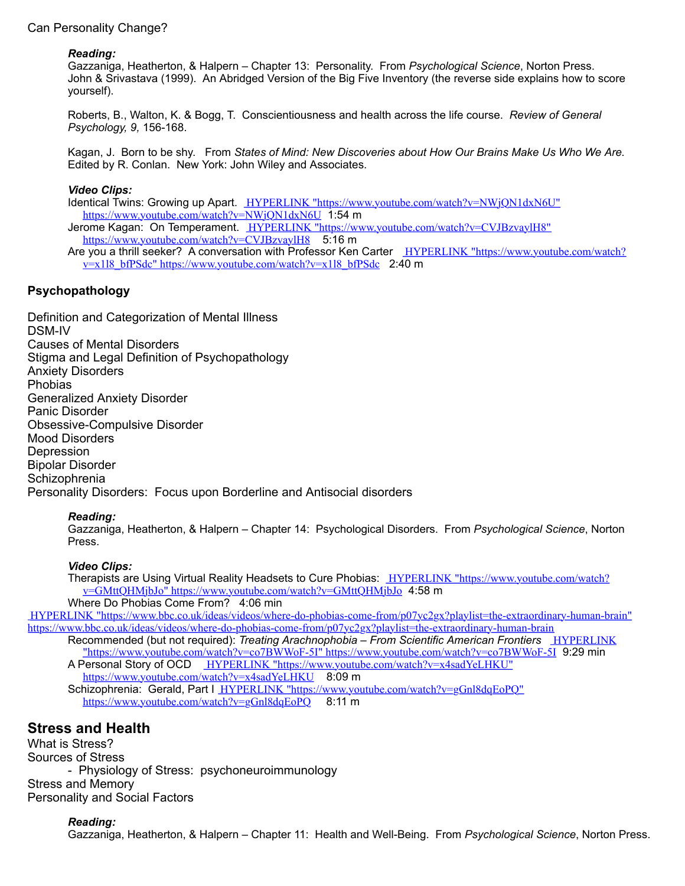Can Personality Change?

***Reading:***
Gazzaniga, Heatherton, & Halpern – Chapter 13: Personality. From *Psychological Science*, Norton Press.
John & Srivastava (1999). An Abridged Version of the Big Five Inventory (the reverse side explains how to score yourself).

Roberts, B., Walton, K. & Bogg, T. Conscientiousness and health across the life course. *Review of General Psychology, 9,* 156-168.

Kagan, J. Born to be shy. From *States of Mind: New Discoveries about How Our Brains Make Us Who We Are.* Edited by R. Conlan. New York: John Wiley and Associates.

***Video Clips:***
Identical Twins: Growing up Apart. HYPERLINK "https://www.youtube.com/watch?v=NWjQN1dxN6U" https://www.youtube.com/watch?v=NWjQN1dxN6U 1:54 m
Jerome Kagan: On Temperament. HYPERLINK "https://www.youtube.com/watch?v=CVJBzvaylH8" https://www.youtube.com/watch?v=CVJBzvaylH8 5:16 m
Are you a thrill seeker? A conversation with Professor Ken Carter HYPERLINK "https://www.youtube.com/watch?v=x1l8_bfPSdc" https://www.youtube.com/watch?v=x1l8_bfPSdc 2:40 m

## Psychopathology

Definition and Categorization of Mental Illness
DSM-IV
Causes of Mental Disorders
Stigma and Legal Definition of Psychopathology
Anxiety Disorders
Phobias
Generalized Anxiety Disorder
Panic Disorder
Obsessive-Compulsive Disorder
Mood Disorders
Depression
Bipolar Disorder
Schizophrenia
Personality Disorders: Focus upon Borderline and Antisocial disorders

***Reading:***
Gazzaniga, Heatherton, & Halpern – Chapter 14: Psychological Disorders. From *Psychological Science*, Norton Press.

***Video Clips:***
Therapists are Using Virtual Reality Headsets to Cure Phobias: HYPERLINK "https://www.youtube.com/watch?v=GMttQHMjbJo" https://www.youtube.com/watch?v=GMttQHMjbJo 4:58 m
Where Do Phobias Come From? 4:06 min
HYPERLINK "https://www.bbc.co.uk/ideas/videos/where-do-phobias-come-from/p07yc2gx?playlist=the-extraordinary-human-brain" https://www.bbc.co.uk/ideas/videos/where-do-phobias-come-from/p07yc2gx?playlist=the-extraordinary-human-brain
Recommended (but not required): *Treating Arachnophobia – From Scientific American Frontiers* HYPERLINK "https://www.youtube.com/watch?v=co7BWWoF-5I" https://www.youtube.com/watch?v=co7BWWoF-5I 9:29 min
A Personal Story of OCD HYPERLINK "https://www.youtube.com/watch?v=x4sadYeLHKU" https://www.youtube.com/watch?v=x4sadYeLHKU 8:09 m
Schizophrenia: Gerald, Part I HYPERLINK "https://www.youtube.com/watch?v=gGnl8dqEoPQ" https://www.youtube.com/watch?v=gGnl8dqEoPQ 8:11 m

## Stress and Health

What is Stress?
Sources of Stress
- Physiology of Stress: psychoneuroimmunology

Stress and Memory
Personality and Social Factors

***Reading:***
Gazzaniga, Heatherton, & Halpern – Chapter 11: Health and Well-Being. From *Psychological Science*, Norton Press.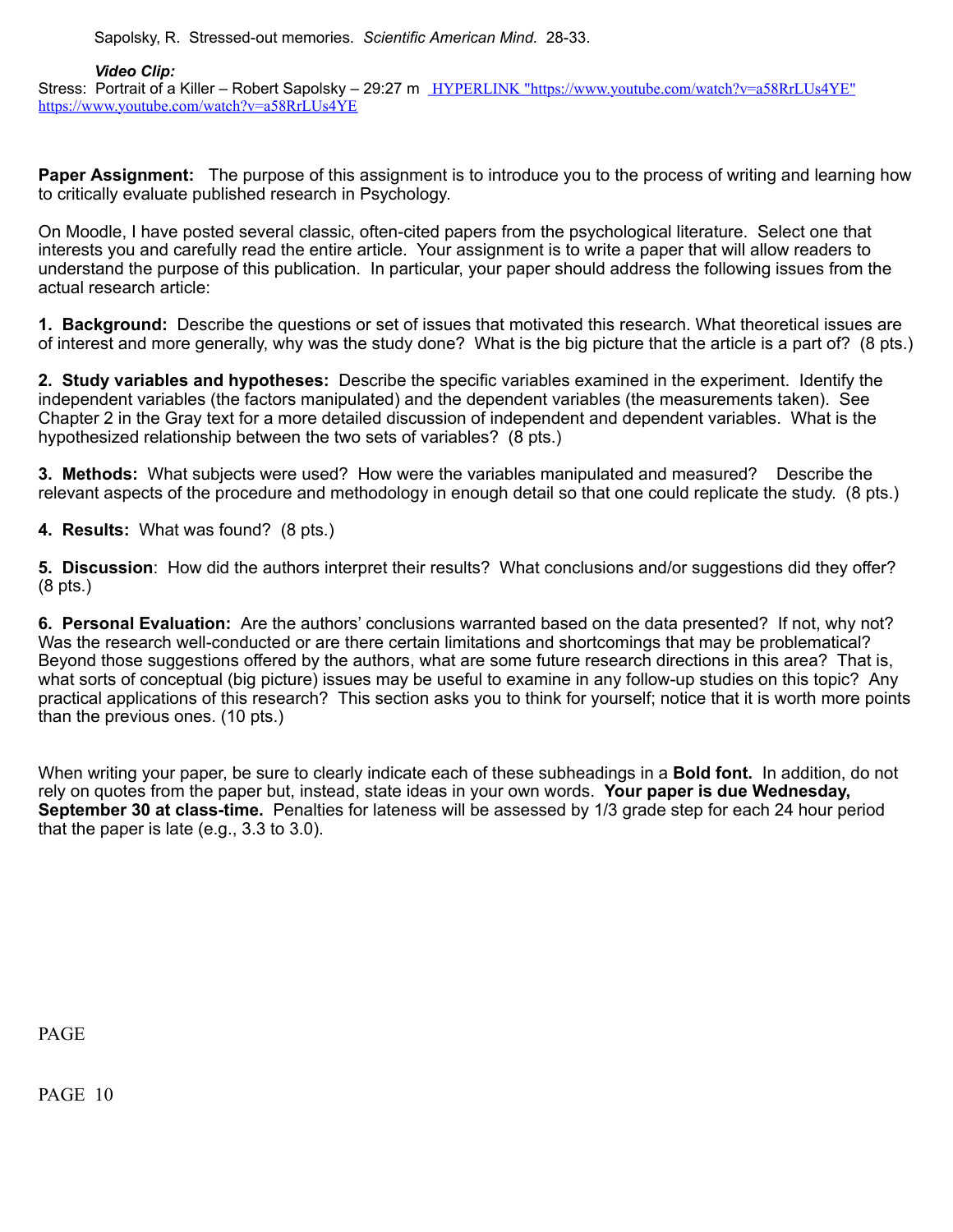Sapolsky, R. Stressed-out memories. *Scientific American Mind.* 28-33.

***Video Clip:***
Stress: Portrait of a Killer – Robert Sapolsky – 29:27 m HYPERLINK "https://www.youtube.com/watch?v=a58RrLUs4YE" https://www.youtube.com/watch?v=a58RrLUs4YE

**Paper Assignment:** The purpose of this assignment is to introduce you to the process of writing and learning how to critically evaluate published research in Psychology.

On Moodle, I have posted several classic, often-cited papers from the psychological literature. Select one that interests you and carefully read the entire article. Your assignment is to write a paper that will allow readers to understand the purpose of this publication. In particular, your paper should address the following issues from the actual research article:

**1. Background:** Describe the questions or set of issues that motivated this research. What theoretical issues are of interest and more generally, why was the study done? What is the big picture that the article is a part of? (8 pts.)

**2. Study variables and hypotheses:** Describe the specific variables examined in the experiment. Identify the independent variables (the factors manipulated) and the dependent variables (the measurements taken). See Chapter 2 in the Gray text for a more detailed discussion of independent and dependent variables. What is the hypothesized relationship between the two sets of variables? (8 pts.)

**3. Methods:** What subjects were used? How were the variables manipulated and measured? Describe the relevant aspects of the procedure and methodology in enough detail so that one could replicate the study. (8 pts.)

**4. Results:** What was found? (8 pts.)

**5. Discussion**: How did the authors interpret their results? What conclusions and/or suggestions did they offer? (8 pts.)

**6. Personal Evaluation:** Are the authors' conclusions warranted based on the data presented? If not, why not? Was the research well-conducted or are there certain limitations and shortcomings that may be problematical? Beyond those suggestions offered by the authors, what are some future research directions in this area? That is, what sorts of conceptual (big picture) issues may be useful to examine in any follow-up studies on this topic? Any practical applications of this research? This section asks you to think for yourself; notice that it is worth more points than the previous ones. (10 pts.)

When writing your paper, be sure to clearly indicate each of these subheadings in a **Bold font.** In addition, do not rely on quotes from the paper but, instead, state ideas in your own words. **Your paper is due Wednesday, September 30 at class-time.** Penalties for lateness will be assessed by 1/3 grade step for each 24 hour period that the paper is late (e.g., 3.3 to 3.0).